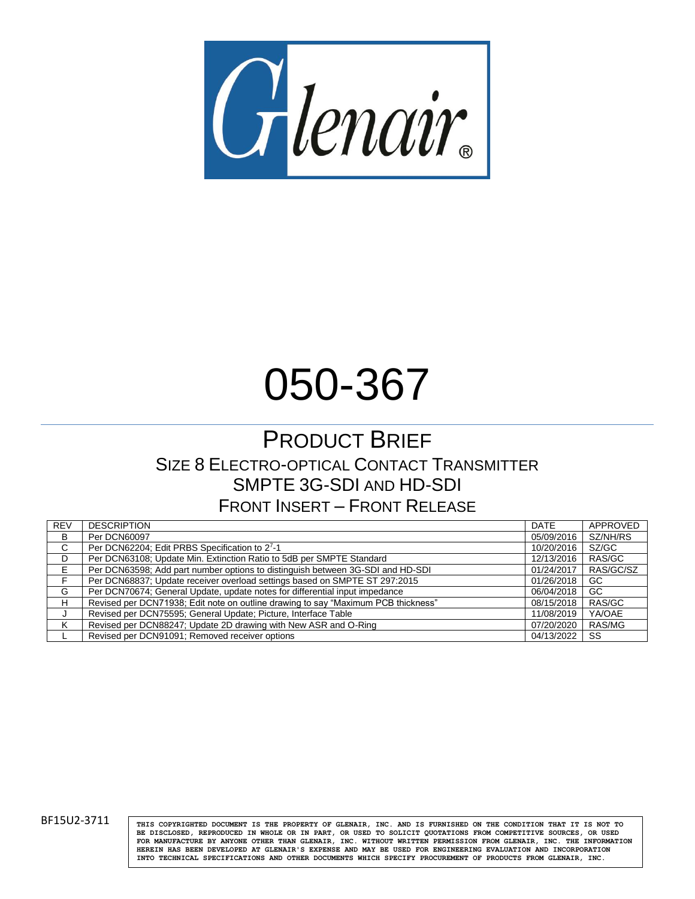Glenair®

# 050-367

## PRODUCT BRIEF

### SIZE 8 ELECTRO-OPTICAL CONTACT TRANSMITTER
### SMPTE 3G-SDI AND HD-SDI
### FRONT INSERT – FRONT RELEASE

| REV | DESCRIPTION | DATE | APPROVED |
|---|---|---|---|
| B | Per DCN60097 | 05/09/2016 | SZ/NH/RS |
| C | Per DCN62204; Edit PRBS Specification to $2^7$-1 | 10/20/2016 | SZ/GC |
| D | Per DCN63108; Update Min. Extinction Ratio to 5dB per SMPTE Standard | 12/13/2016 | RAS/GC |
| E | Per DCN63598; Add part number options to distinguish between 3G-SDI and HD-SDI | 01/24/2017 | RAS/GC/SZ |
| F | Per DCN68837; Update receiver overload settings based on SMPTE ST 297:2015 | 01/26/2018 | GC |
| G | Per DCN70674; General Update, update notes for differential input impedance | 06/04/2018 | GC |
| H | Revised per DCN71938; Edit note on outline drawing to say "Maximum PCB thickness" | 08/15/2018 | RAS/GC |
| J | Revised per DCN75595; General Update; Picture, Interface Table | 11/08/2019 | YA/OAE |
| K | Revised per DCN88247; Update 2D drawing with New ASR and O-Ring | 07/20/2020 | RAS/MG |
| L | Revised per DCN91091; Removed receiver options | 04/13/2022 | SS |

BF15U2-3711

THIS COPYRIGHTED DOCUMENT IS THE PROPERTY OF GLENAIR, INC. AND IS FURNISHED ON THE CONDITION THAT IT IS NOT TO BE DISCLOSED, REPRODUCED IN WHOLE OR IN PART, OR USED TO SOLICIT QUOTATIONS FROM COMPETITIVE SOURCES, OR USED FOR MANUFACTURE BY ANYONE OTHER THAN GLENAIR, INC. WITHOUT WRITTEN PERMISSION FROM GLENAIR, INC. THE INFORMATION HEREIN HAS BEEN DEVELOPED AT GLENAIR'S EXPENSE AND MAY BE USED FOR ENGINEERING EVALUATION AND INCORPORATION INTO TECHNICAL SPECIFICATIONS AND OTHER DOCUMENTS WHICH SPECIFY PROCUREMENT OF PRODUCTS FROM GLENAIR, INC.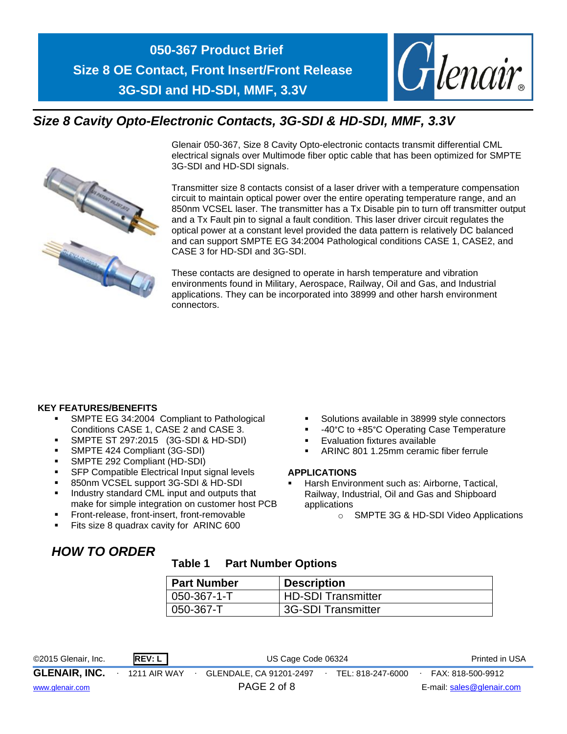# 050-367 Product Brief
# Size 8 OE Contact, Front Insert/Front Release
# 3G-SDI and HD-SDI, MMF, 3.3V

## *Size 8 Cavity Opto-Electronic Contacts, 3G-SDI & HD-SDI, MMF, 3.3V*

Glenair 050-367, Size 8 Cavity Opto-electronic contacts transmit differential CML electrical signals over Multimode fiber optic cable that has been optimized for SMPTE 3G-SDI and HD-SDI signals.

Transmitter size 8 contacts consist of a laser driver with a temperature compensation circuit to maintain optical power over the entire operating temperature range, and an 850nm VCSEL laser. The transmitter has a Tx Disable pin to turn off transmitter output and a Tx Fault pin to signal a fault condition. This laser driver circuit regulates the optical power at a constant level provided the data pattern is relatively DC balanced and can support SMPTE EG 34:2004 Pathological conditions CASE 1, CASE2, and CASE 3 for HD-SDI and 3G-SDI.

These contacts are designed to operate in harsh temperature and vibration environments found in Military, Aerospace, Railway, Oil and Gas, and Industrial applications. They can be incorporated into 38999 and other harsh environment connectors.

**KEY FEATURES/BENEFITS**

- SMPTE EG 34:2004 Compliant to Pathological Conditions CASE 1, CASE 2 and CASE 3.
- SMPTE ST 297:2015 (3G-SDI & HD-SDI)
- SMPTE 424 Compliant (3G-SDI)
- SMPTE 292 Compliant (HD-SDI)
- SFP Compatible Electrical Input signal levels
- 850nm VCSEL support 3G-SDI & HD-SDI
- Industry standard CML input and outputs that make for simple integration on customer host PCB
- Front-release, front-insert, front-removable
- Fits size 8 quadrax cavity for ARINC 600
- Solutions available in 38999 style connectors
- -40°C to +85°C Operating Case Temperature
- Evaluation fixtures available
- ARINC 801 1.25mm ceramic fiber ferrule

**APPLICATIONS**

- Harsh Environment such as: Airborne, Tactical, Railway, Industrial, Oil and Gas and Shipboard applications
  - SMPTE 3G & HD-SDI Video Applications

## *HOW TO ORDER*

**Table 1 Part Number Options**

| Part Number | Description |
|---|---|
| 050-367-1-T | HD-SDI Transmitter |
| 050-367-T | 3G-SDI Transmitter |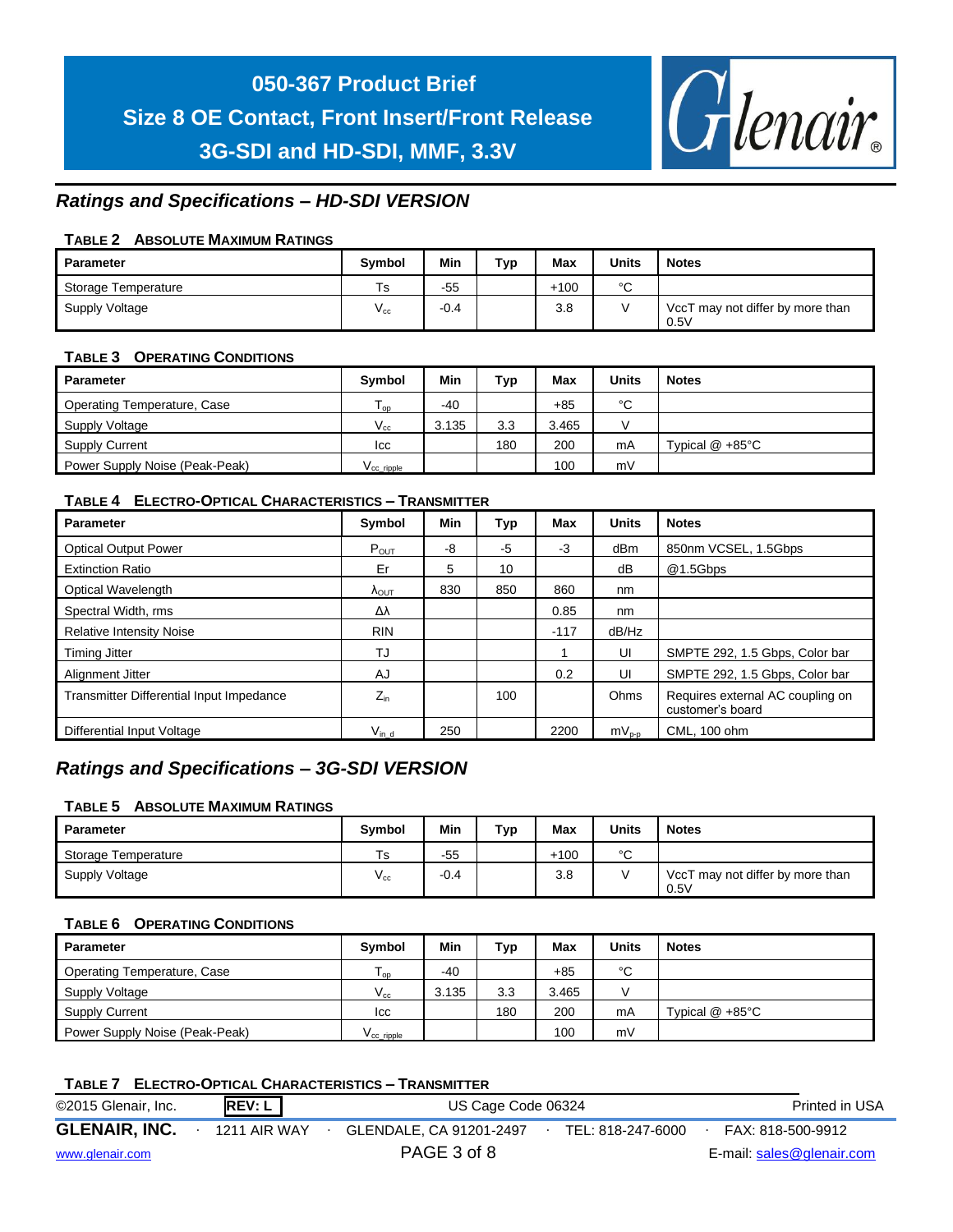## Ratings and Specifications – HD-SDI VERSION

**TABLE 2 ABSOLUTE MAXIMUM RATINGS**

| Parameter | Symbol | Min | Typ | Max | Units | Notes |
|---|---|---|---|---|---|---|
| Storage Temperature | Ts | -55 | | +100 | °C | |
| Supply Voltage | $V_{cc}$ | -0.4 | | 3.8 | V | VccT may not differ by more than 0.5V |

**TABLE 3 OPERATING CONDITIONS**

| Parameter | Symbol | Min | Typ | Max | Units | Notes |
|---|---|---|---|---|---|---|
| Operating Temperature, Case | $T_{op}$ | -40 | | +85 | °C | |
| Supply Voltage | $V_{cc}$ | 3.135 | 3.3 | 3.465 | V | |
| Supply Current | Icc | | 180 | 200 | mA | Typical @ +85°C |
| Power Supply Noise (Peak-Peak) | $V_{cc\_ripple}$ | | | 100 | mV | |

**TABLE 4 ELECTRO-OPTICAL CHARACTERISTICS – TRANSMITTER**

| Parameter | Symbol | Min | Typ | Max | Units | Notes |
|---|---|---|---|---|---|---|
| Optical Output Power | $P_{OUT}$ | -8 | -5 | -3 | dBm | 850nm VCSEL, 1.5Gbps |
| Extinction Ratio | Er | 5 | 10 | | dB | @1.5Gbps |
| Optical Wavelength | $\lambda_{OUT}$ | 830 | 850 | 860 | nm | |
| Spectral Width, rms | $\Delta\lambda$ | | | 0.85 | nm | |
| Relative Intensity Noise | RIN | | | -117 | dB/Hz | |
| Timing Jitter | TJ | | | 1 | UI | SMPTE 292, 1.5 Gbps, Color bar |
| Alignment Jitter | AJ | | | 0.2 | UI | SMPTE 292, 1.5 Gbps, Color bar |
| Transmitter Differential Input Impedance | $Z_{in}$ | | 100 | | Ohms | Requires external AC coupling on customer's board |
| Differential Input Voltage | $V_{in\_d}$ | 250 | | 2200 | $mV_{p-p}$ | CML, 100 ohm |

## Ratings and Specifications – 3G-SDI VERSION

**TABLE 5 ABSOLUTE MAXIMUM RATINGS**

| Parameter | Symbol | Min | Typ | Max | Units | Notes |
|---|---|---|---|---|---|---|
| Storage Temperature | Ts | -55 | | +100 | °C | |
| Supply Voltage | $V_{cc}$ | -0.4 | | 3.8 | V | VccT may not differ by more than 0.5V |

**TABLE 6 OPERATING CONDITIONS**

| Parameter | Symbol | Min | Typ | Max | Units | Notes |
|---|---|---|---|---|---|---|
| Operating Temperature, Case | $T_{op}$ | -40 | | +85 | °C | |
| Supply Voltage | $V_{cc}$ | 3.135 | 3.3 | 3.465 | V | |
| Supply Current | Icc | | 180 | 200 | mA | Typical @ +85°C |
| Power Supply Noise (Peak-Peak) | $V_{cc\_ripple}$ | | | 100 | mV | |

**TABLE 7 ELECTRO-OPTICAL CHARACTERISTICS – TRANSMITTER**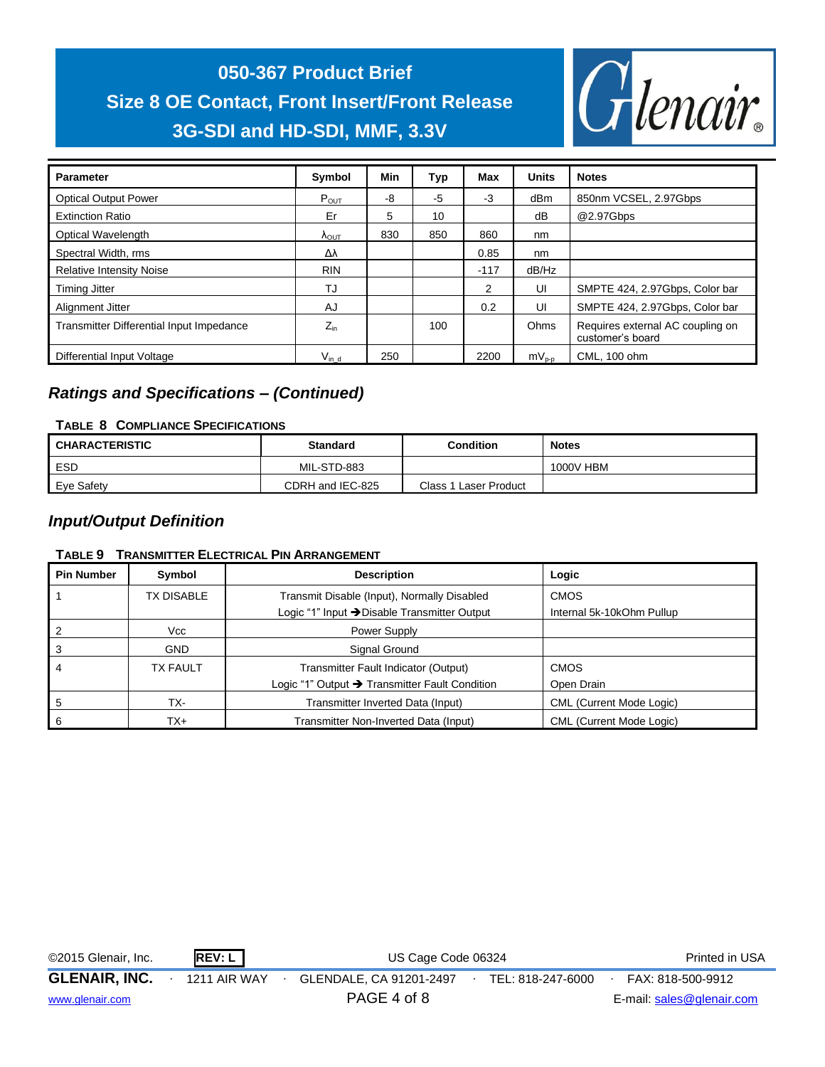| Parameter | Symbol | Min | Typ | Max | Units | Notes |
|---|---|---|---|---|---|---|
| Optical Output Power | $P_{OUT}$ | -8 | -5 | -3 | dBm | 850nm VCSEL, 2.97Gbps |
| Extinction Ratio | Er | 5 | 10 | | dB | @2.97Gbps |
| Optical Wavelength | $\lambda_{OUT}$ | 830 | 850 | 860 | nm | |
| Spectral Width, rms | $\Delta\lambda$ | | | 0.85 | nm | |
| Relative Intensity Noise | RIN | | | -117 | dB/Hz | |
| Timing Jitter | TJ | | | 2 | UI | SMPTE 424, 2.97Gbps, Color bar |
| Alignment Jitter | AJ | | | 0.2 | UI | SMPTE 424, 2.97Gbps, Color bar |
| Transmitter Differential Input Impedance | $Z_{in}$ | | 100 | | Ohms | Requires external AC coupling on customer's board |
| Differential Input Voltage | $V_{in\_d}$ | 250 | | 2200 | $mV_{p\text{-}p}$ | CML, 100 ohm |

## *Ratings and Specifications – (Continued)*

**TABLE 8 COMPLIANCE SPECIFICATIONS**

| CHARACTERISTIC | Standard | Condition | Notes |
|---|---|---|---|
| ESD | MIL-STD-883 | | 1000V HBM |
| Eye Safety | CDRH and IEC-825 | Class 1 Laser Product | |

## *Input/Output Definition*

**TABLE 9 TRANSMITTER ELECTRICAL PIN ARRANGEMENT**

| Pin Number | Symbol | Description | Logic |
|---|---|---|---|
| 1 | TX DISABLE | Transmit Disable (Input), Normally Disabled<br>Logic "1" Input ➔Disable Transmitter Output | CMOS<br>Internal 5k-10kOhm Pullup |
| 2 | Vcc | Power Supply | |
| 3 | GND | Signal Ground | |
| 4 | TX FAULT | Transmitter Fault Indicator (Output)<br>Logic "1" Output ➔ Transmitter Fault Condition | CMOS<br>Open Drain |
| 5 | TX- | Transmitter Inverted Data (Input) | CML (Current Mode Logic) |
| 6 | TX+ | Transmitter Non-Inverted Data (Input) | CML (Current Mode Logic) |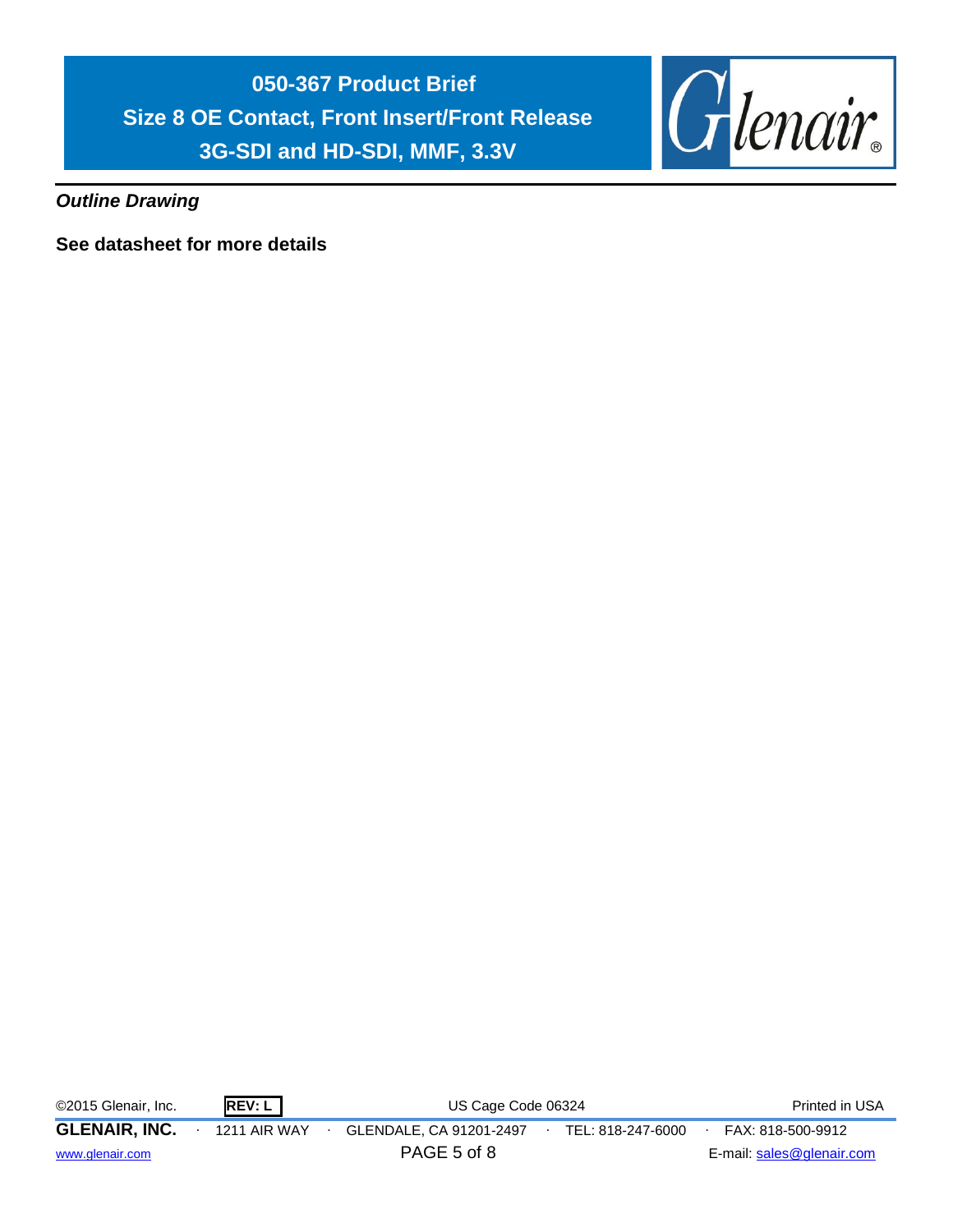*Outline Drawing*

**See datasheet for more details**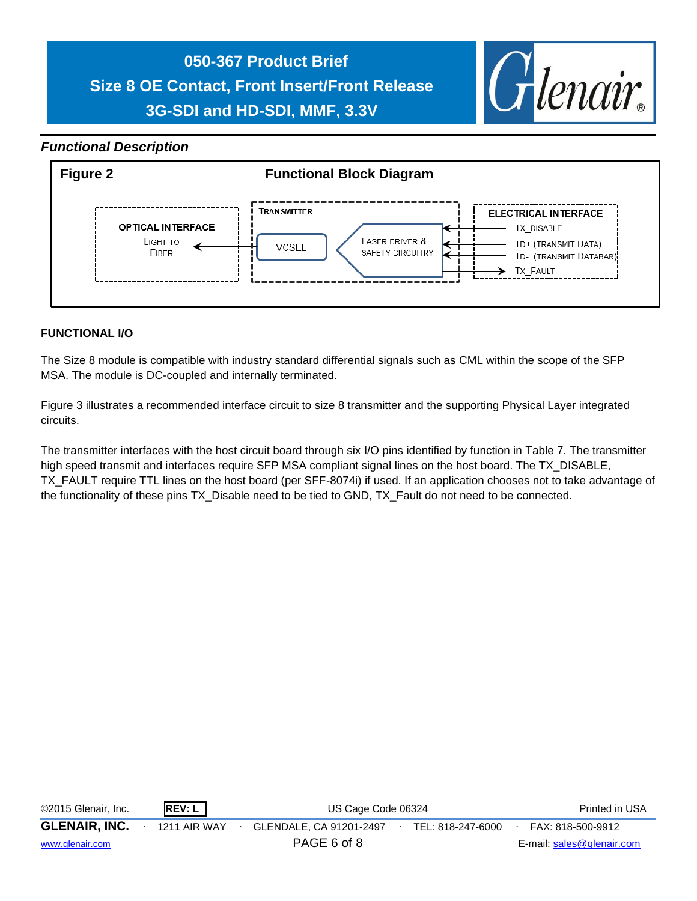## *Functional Description*

**Figure 2** **Functional Block Diagram**

OPTICAL INTERFACE
LIGHT TO FIBER

TRANSMITTER
VCSEL
LASER DRIVER & SAFETY CIRCUITRY

ELECTRICAL INTERFACE
TX_DISABLE
TD+ (TRANSMIT DATA)
TD- (TRANSMIT DATABAR)
TX_FAULT

**FUNCTIONAL I/O**

The Size 8 module is compatible with industry standard differential signals such as CML within the scope of the SFP MSA. The module is DC-coupled and internally terminated.

Figure 3 illustrates a recommended interface circuit to size 8 transmitter and the supporting Physical Layer integrated circuits.

The transmitter interfaces with the host circuit board through six I/O pins identified by function in Table 7. The transmitter high speed transmit and interfaces require SFP MSA compliant signal lines on the host board. The TX_DISABLE, TX_FAULT require TTL lines on the host board (per SFF-8074i) if used. If an application chooses not to take advantage of the functionality of these pins TX_Disable need to be tied to GND, TX_Fault do not need to be connected.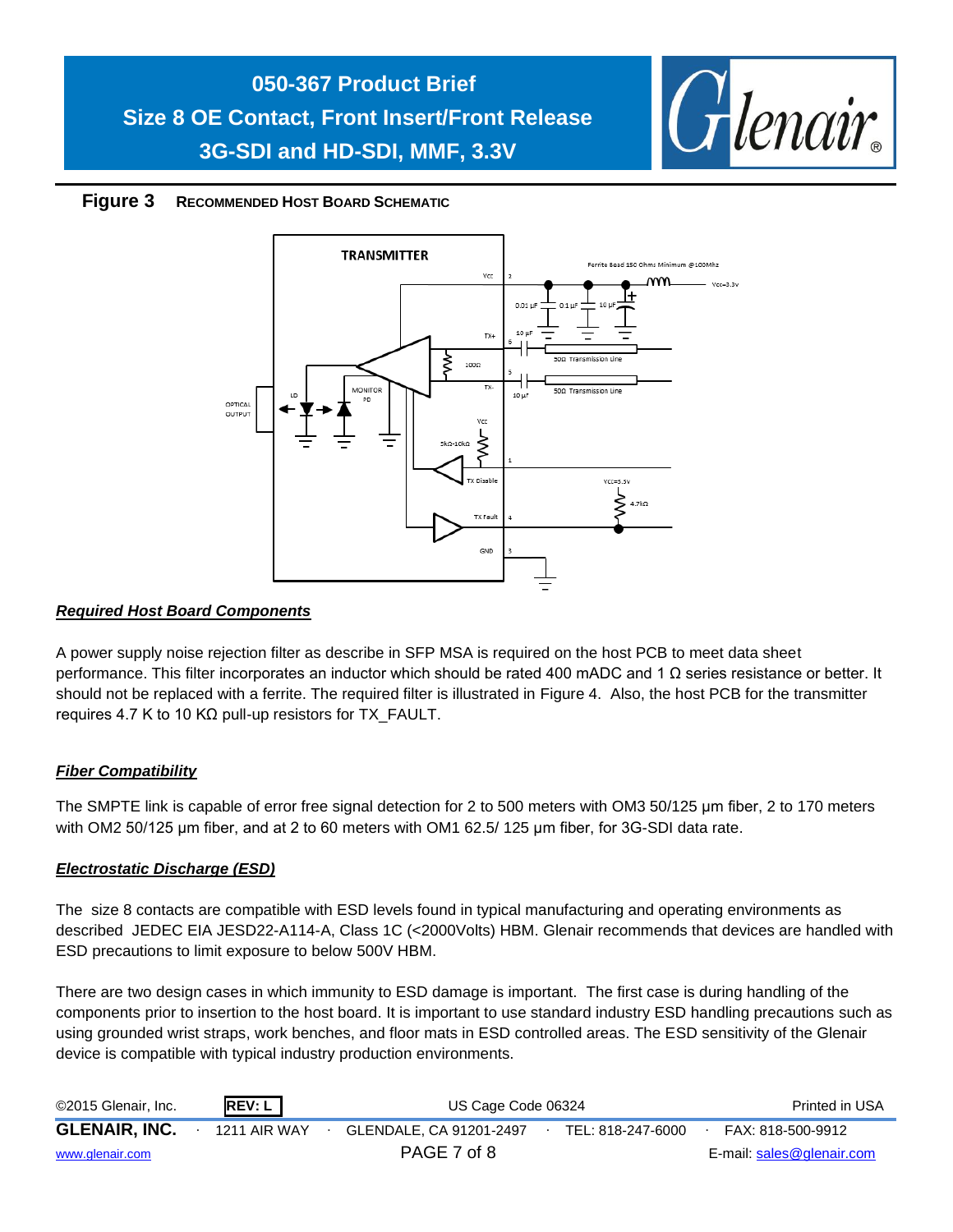**Figure 3** RECOMMENDED HOST BOARD SCHEMATIC

### *Required Host Board Components*

A power supply noise rejection filter as describe in SFP MSA is required on the host PCB to meet data sheet performance. This filter incorporates an inductor which should be rated 400 mADC and 1 Ω series resistance or better. It should not be replaced with a ferrite. The required filter is illustrated in Figure 4. Also, the host PCB for the transmitter requires 4.7 K to 10 KΩ pull-up resistors for TX_FAULT.

### *Fiber Compatibility*

The SMPTE link is capable of error free signal detection for 2 to 500 meters with OM3 50/125 µm fiber, 2 to 170 meters with OM2 50/125 µm fiber, and at 2 to 60 meters with OM1 62.5/ 125 µm fiber, for 3G-SDI data rate.

### *Electrostatic Discharge (ESD)*

The size 8 contacts are compatible with ESD levels found in typical manufacturing and operating environments as described JEDEC EIA JESD22-A114-A, Class 1C (<2000Volts) HBM. Glenair recommends that devices are handled with ESD precautions to limit exposure to below 500V HBM.

There are two design cases in which immunity to ESD damage is important. The first case is during handling of the components prior to insertion to the host board. It is important to use standard industry ESD handling precautions such as using grounded wrist straps, work benches, and floor mats in ESD controlled areas. The ESD sensitivity of the Glenair device is compatible with typical industry production environments.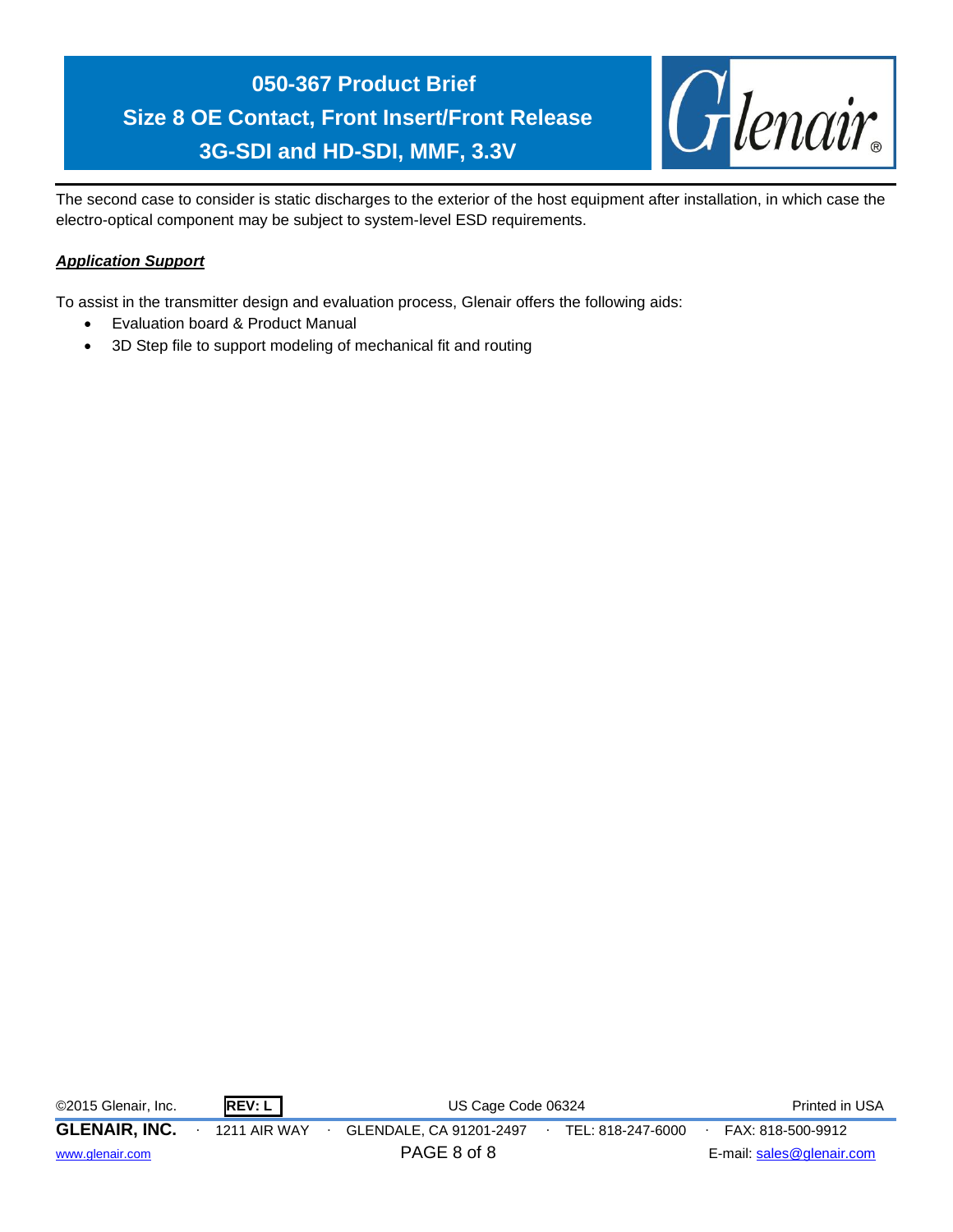The second case to consider is static discharges to the exterior of the host equipment after installation, in which case the electro-optical component may be subject to system-level ESD requirements.

***Application Support***

To assist in the transmitter design and evaluation process, Glenair offers the following aids:

- Evaluation board & Product Manual
- 3D Step file to support modeling of mechanical fit and routing